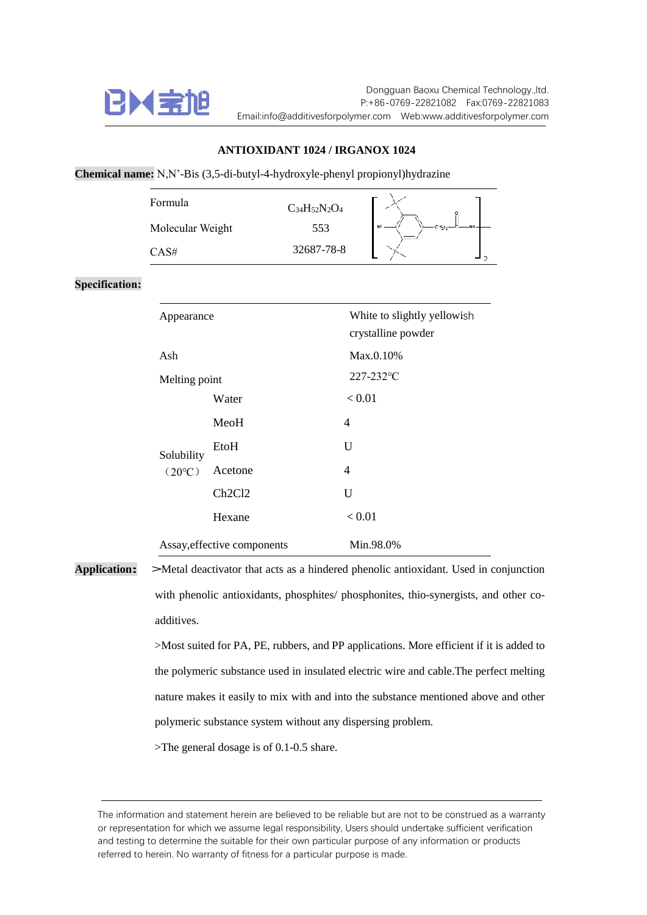# ANTIOXIDANT 1024 / IRGANOX 1024

**Chemical name:** N,N'-Bis (3,5-di-butyl-4-hydroxyle-phenyl propionyl)hydrazine

| | |
|---|---|
| Formula | $C_{34}H_{52}N_2O_4$ |
| Molecular Weight | 553 |
| CAS# | 32687-78-8 |

**Specification:**

| | | |
|---|---|---|
| Appearance | | White to slightly yellowish crystalline powder |
| Ash | | Max.0.10% |
| Melting point | | 227-232℃ |
| Solubility (20℃) | Water | < 0.01 |
| | MeoH | 4 |
| | EtoH | U |
| | Acetone | 4 |
| | Ch2Cl2 | U |
| | Hexane | < 0.01 |
| Assay,effective components | | Min.98.0% |

**Application:**

>Metal deactivator that acts as a hindered phenolic antioxidant. Used in conjunction with phenolic antioxidants, phosphites/ phosphonites, thio-synergists, and other co-additives.

>Most suited for PA, PE, rubbers, and PP applications. More efficient if it is added to the polymeric substance used in insulated electric wire and cable.The perfect melting nature makes it easily to mix with and into the substance mentioned above and other polymeric substance system without any dispersing problem.

>The general dosage is of 0.1-0.5 share.

The information and statement herein are believed to be reliable but are not to be construed as a warranty or representation for which we assume legal responsibility, Users should undertake sufficient verification and testing to determine the suitable for their own particular purpose of any information or products referred to herein. No warranty of fitness for a particular purpose is made.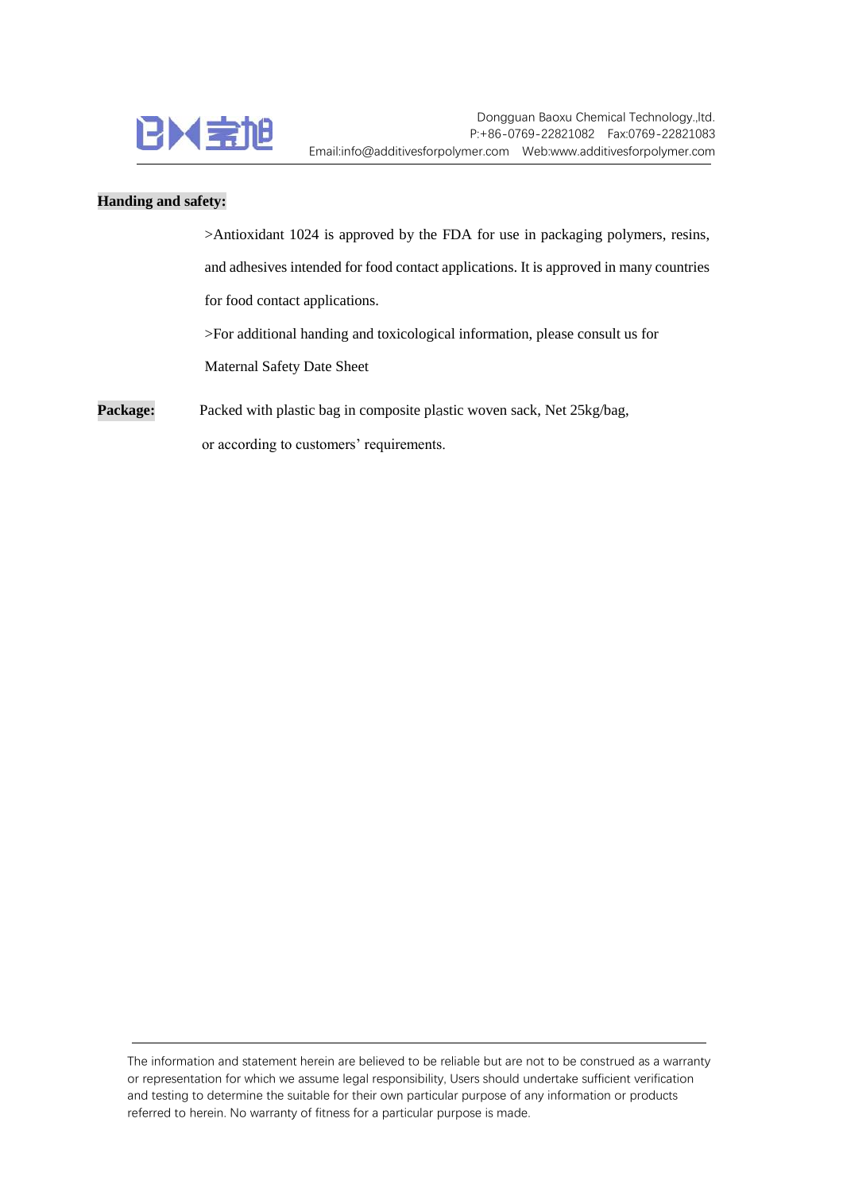**Handing and safety:**

>Antioxidant 1024 is approved by the FDA for use in packaging polymers, resins, and adhesives intended for food contact applications. It is approved in many countries for food contact applications.

>For additional handing and toxicological information, please consult us for Maternal Safety Date Sheet

**Package:** Packed with plastic bag in composite plastic woven sack, Net 25kg/bag, or according to customers' requirements.

The information and statement herein are believed to be reliable but are not to be construed as a warranty or representation for which we assume legal responsibility, Users should undertake sufficient verification and testing to determine the suitable for their own particular purpose of any information or products referred to herein. No warranty of fitness for a particular purpose is made.